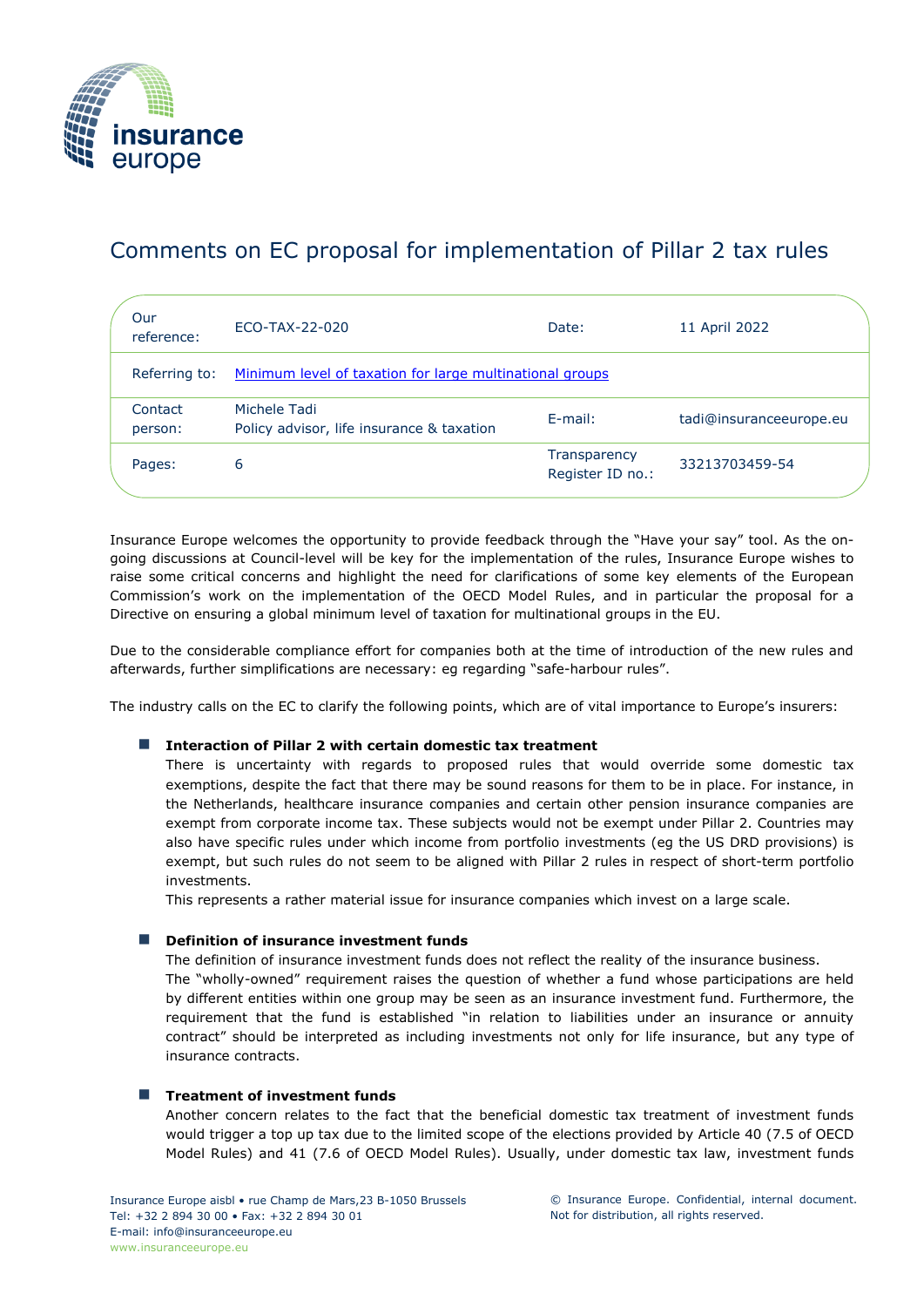# Comments on EC proposal for implementation of Pillar 2 tax rules

| Our reference: | ECO-TAX-22-020 | Date: | 11 April 2022 |
|---|---|---|---|
| Referring to: | Minimum level of taxation for large multinational groups | | |
| Contact person: | Michele Tadi<br>Policy advisor, life insurance & taxation | E-mail: | tadi@insuranceeurope.eu |
| Pages: | 6 | Transparency Register ID no.: | 33213703459-54 |

Insurance Europe welcomes the opportunity to provide feedback through the "Have your say" tool. As the on-going discussions at Council-level will be key for the implementation of the rules, Insurance Europe wishes to raise some critical concerns and highlight the need for clarifications of some key elements of the European Commission's work on the implementation of the OECD Model Rules, and in particular the proposal for a Directive on ensuring a global minimum level of taxation for multinational groups in the EU.

Due to the considerable compliance effort for companies both at the time of introduction of the new rules and afterwards, further simplifications are necessary: eg regarding "safe-harbour rules".

The industry calls on the EC to clarify the following points, which are of vital importance to Europe's insurers:

- **Interaction of Pillar 2 with certain domestic tax treatment**
  There is uncertainty with regards to proposed rules that would override some domestic tax exemptions, despite the fact that there may be sound reasons for them to be in place. For instance, in the Netherlands, healthcare insurance companies and certain other pension insurance companies are exempt from corporate income tax. These subjects would not be exempt under Pillar 2. Countries may also have specific rules under which income from portfolio investments (eg the US DRD provisions) is exempt, but such rules do not seem to be aligned with Pillar 2 rules in respect of short-term portfolio investments.
  This represents a rather material issue for insurance companies which invest on a large scale.

- **Definition of insurance investment funds**
  The definition of insurance investment funds does not reflect the reality of the insurance business.
  The "wholly-owned" requirement raises the question of whether a fund whose participations are held by different entities within one group may be seen as an insurance investment fund. Furthermore, the requirement that the fund is established "in relation to liabilities under an insurance or annuity contract" should be interpreted as including investments not only for life insurance, but any type of insurance contracts.

- **Treatment of investment funds**
  Another concern relates to the fact that the beneficial domestic tax treatment of investment funds would trigger a top up tax due to the limited scope of the elections provided by Article 40 (7.5 of OECD Model Rules) and 41 (7.6 of OECD Model Rules). Usually, under domestic tax law, investment funds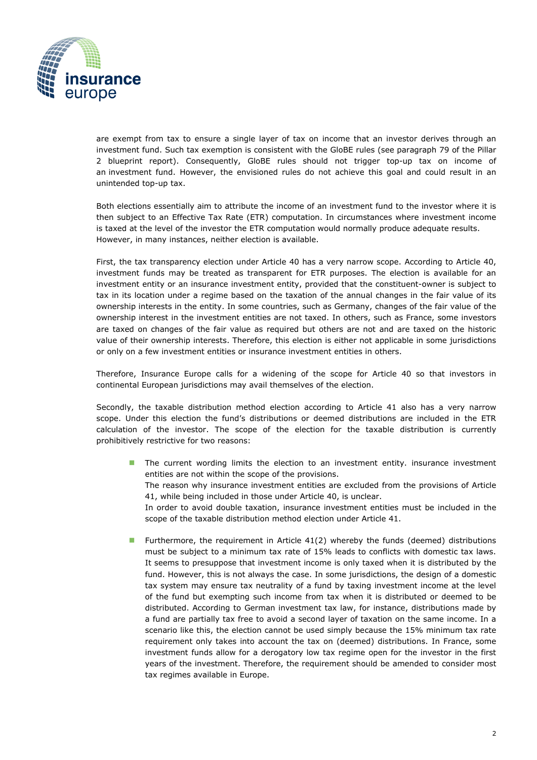are exempt from tax to ensure a single layer of tax on income that an investor derives through an investment fund. Such tax exemption is consistent with the GloBE rules (see paragraph 79 of the Pillar 2 blueprint report). Consequently, GloBE rules should not trigger top-up tax on income of an investment fund. However, the envisioned rules do not achieve this goal and could result in an unintended top-up tax.

Both elections essentially aim to attribute the income of an investment fund to the investor where it is then subject to an Effective Tax Rate (ETR) computation. In circumstances where investment income is taxed at the level of the investor the ETR computation would normally produce adequate results. However, in many instances, neither election is available.

First, the tax transparency election under Article 40 has a very narrow scope. According to Article 40, investment funds may be treated as transparent for ETR purposes. The election is available for an investment entity or an insurance investment entity, provided that the constituent-owner is subject to tax in its location under a regime based on the taxation of the annual changes in the fair value of its ownership interests in the entity. In some countries, such as Germany, changes of the fair value of the ownership interest in the investment entities are not taxed. In others, such as France, some investors are taxed on changes of the fair value as required but others are not and are taxed on the historic value of their ownership interests. Therefore, this election is either not applicable in some jurisdictions or only on a few investment entities or insurance investment entities in others.

Therefore, Insurance Europe calls for a widening of the scope for Article 40 so that investors in continental European jurisdictions may avail themselves of the election.

Secondly, the taxable distribution method election according to Article 41 also has a very narrow scope. Under this election the fund's distributions or deemed distributions are included in the ETR calculation of the investor. The scope of the election for the taxable distribution is currently prohibitively restrictive for two reasons:

- The current wording limits the election to an investment entity. insurance investment entities are not within the scope of the provisions.
  The reason why insurance investment entities are excluded from the provisions of Article 41, while being included in those under Article 40, is unclear.
  In order to avoid double taxation, insurance investment entities must be included in the scope of the taxable distribution method election under Article 41.

- Furthermore, the requirement in Article 41(2) whereby the funds (deemed) distributions must be subject to a minimum tax rate of 15% leads to conflicts with domestic tax laws. It seems to presuppose that investment income is only taxed when it is distributed by the fund. However, this is not always the case. In some jurisdictions, the design of a domestic tax system may ensure tax neutrality of a fund by taxing investment income at the level of the fund but exempting such income from tax when it is distributed or deemed to be distributed. According to German investment tax law, for instance, distributions made by a fund are partially tax free to avoid a second layer of taxation on the same income. In a scenario like this, the election cannot be used simply because the 15% minimum tax rate requirement only takes into account the tax on (deemed) distributions. In France, some investment funds allow for a derogatory low tax regime open for the investor in the first years of the investment. Therefore, the requirement should be amended to consider most tax regimes available in Europe.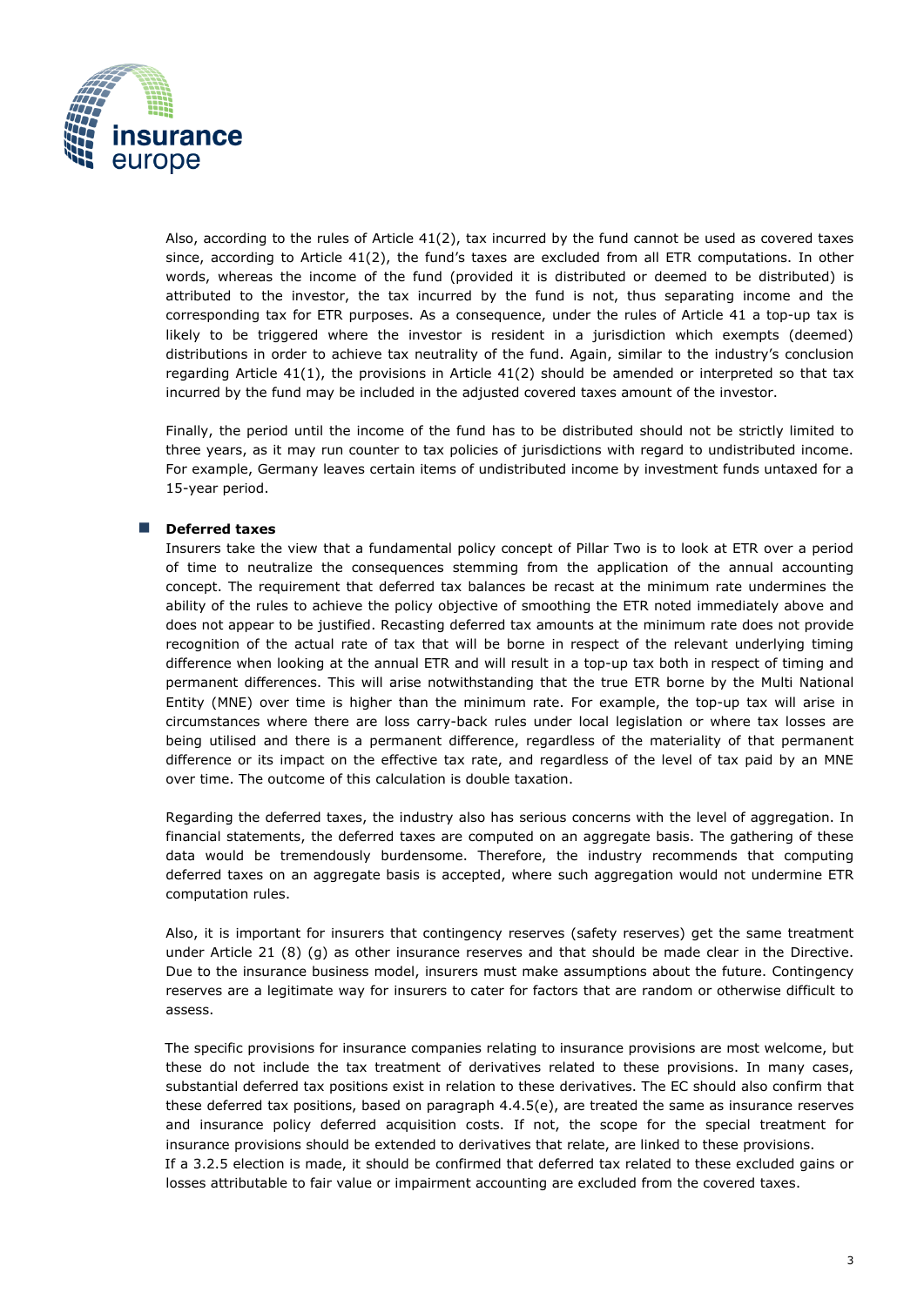Also, according to the rules of Article 41(2), tax incurred by the fund cannot be used as covered taxes since, according to Article 41(2), the fund's taxes are excluded from all ETR computations. In other words, whereas the income of the fund (provided it is distributed or deemed to be distributed) is attributed to the investor, the tax incurred by the fund is not, thus separating income and the corresponding tax for ETR purposes. As a consequence, under the rules of Article 41 a top-up tax is likely to be triggered where the investor is resident in a jurisdiction which exempts (deemed) distributions in order to achieve tax neutrality of the fund. Again, similar to the industry's conclusion regarding Article 41(1), the provisions in Article 41(2) should be amended or interpreted so that tax incurred by the fund may be included in the adjusted covered taxes amount of the investor.

Finally, the period until the income of the fund has to be distributed should not be strictly limited to three years, as it may run counter to tax policies of jurisdictions with regard to undistributed income. For example, Germany leaves certain items of undistributed income by investment funds untaxed for a 15-year period.

- **Deferred taxes**

  Insurers take the view that a fundamental policy concept of Pillar Two is to look at ETR over a period of time to neutralize the consequences stemming from the application of the annual accounting concept. The requirement that deferred tax balances be recast at the minimum rate undermines the ability of the rules to achieve the policy objective of smoothing the ETR noted immediately above and does not appear to be justified. Recasting deferred tax amounts at the minimum rate does not provide recognition of the actual rate of tax that will be borne in respect of the relevant underlying timing difference when looking at the annual ETR and will result in a top-up tax both in respect of timing and permanent differences. This will arise notwithstanding that the true ETR borne by the Multi National Entity (MNE) over time is higher than the minimum rate. For example, the top-up tax will arise in circumstances where there are loss carry-back rules under local legislation or where tax losses are being utilised and there is a permanent difference, regardless of the materiality of that permanent difference or its impact on the effective tax rate, and regardless of the level of tax paid by an MNE over time. The outcome of this calculation is double taxation.

  Regarding the deferred taxes, the industry also has serious concerns with the level of aggregation. In financial statements, the deferred taxes are computed on an aggregate basis. The gathering of these data would be tremendously burdensome. Therefore, the industry recommends that computing deferred taxes on an aggregate basis is accepted, where such aggregation would not undermine ETR computation rules.

  Also, it is important for insurers that contingency reserves (safety reserves) get the same treatment under Article 21 (8) (g) as other insurance reserves and that should be made clear in the Directive. Due to the insurance business model, insurers must make assumptions about the future. Contingency reserves are a legitimate way for insurers to cater for factors that are random or otherwise difficult to assess.

  The specific provisions for insurance companies relating to insurance provisions are most welcome, but these do not include the tax treatment of derivatives related to these provisions. In many cases, substantial deferred tax positions exist in relation to these derivatives. The EC should also confirm that these deferred tax positions, based on paragraph 4.4.5(e), are treated the same as insurance reserves and insurance policy deferred acquisition costs. If not, the scope for the special treatment for insurance provisions should be extended to derivatives that relate, are linked to these provisions.
  If a 3.2.5 election is made, it should be confirmed that deferred tax related to these excluded gains or losses attributable to fair value or impairment accounting are excluded from the covered taxes.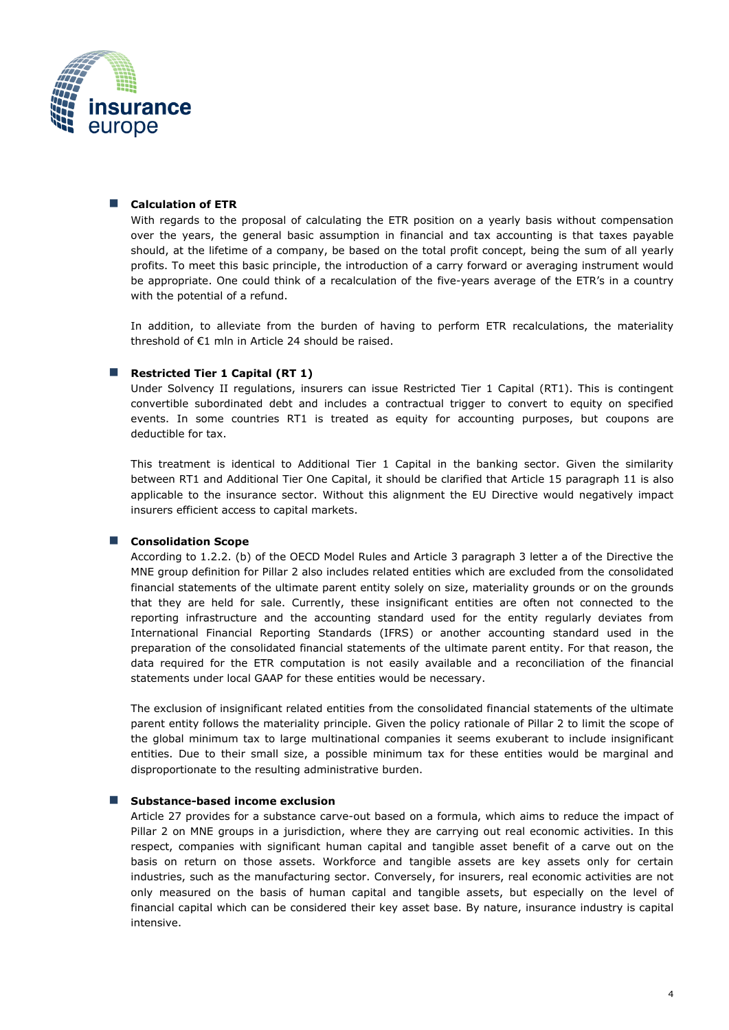- **Calculation of ETR**

  With regards to the proposal of calculating the ETR position on a yearly basis without compensation over the years, the general basic assumption in financial and tax accounting is that taxes payable should, at the lifetime of a company, be based on the total profit concept, being the sum of all yearly profits. To meet this basic principle, the introduction of a carry forward or averaging instrument would be appropriate. One could think of a recalculation of the five-years average of the ETR's in a country with the potential of a refund.

  In addition, to alleviate from the burden of having to perform ETR recalculations, the materiality threshold of €1 mln in Article 24 should be raised.

- **Restricted Tier 1 Capital (RT 1)**

  Under Solvency II regulations, insurers can issue Restricted Tier 1 Capital (RT1). This is contingent convertible subordinated debt and includes a contractual trigger to convert to equity on specified events. In some countries RT1 is treated as equity for accounting purposes, but coupons are deductible for tax.

  This treatment is identical to Additional Tier 1 Capital in the banking sector. Given the similarity between RT1 and Additional Tier One Capital, it should be clarified that Article 15 paragraph 11 is also applicable to the insurance sector. Without this alignment the EU Directive would negatively impact insurers efficient access to capital markets.

- **Consolidation Scope**

  According to 1.2.2. (b) of the OECD Model Rules and Article 3 paragraph 3 letter a of the Directive the MNE group definition for Pillar 2 also includes related entities which are excluded from the consolidated financial statements of the ultimate parent entity solely on size, materiality grounds or on the grounds that they are held for sale. Currently, these insignificant entities are often not connected to the reporting infrastructure and the accounting standard used for the entity regularly deviates from International Financial Reporting Standards (IFRS) or another accounting standard used in the preparation of the consolidated financial statements of the ultimate parent entity. For that reason, the data required for the ETR computation is not easily available and a reconciliation of the financial statements under local GAAP for these entities would be necessary.

  The exclusion of insignificant related entities from the consolidated financial statements of the ultimate parent entity follows the materiality principle. Given the policy rationale of Pillar 2 to limit the scope of the global minimum tax to large multinational companies it seems exuberant to include insignificant entities. Due to their small size, a possible minimum tax for these entities would be marginal and disproportionate to the resulting administrative burden.

- **Substance-based income exclusion**

  Article 27 provides for a substance carve-out based on a formula, which aims to reduce the impact of Pillar 2 on MNE groups in a jurisdiction, where they are carrying out real economic activities. In this respect, companies with significant human capital and tangible asset benefit of a carve out on the basis on return on those assets. Workforce and tangible assets are key assets only for certain industries, such as the manufacturing sector. Conversely, for insurers, real economic activities are not only measured on the basis of human capital and tangible assets, but especially on the level of financial capital which can be considered their key asset base. By nature, insurance industry is capital intensive.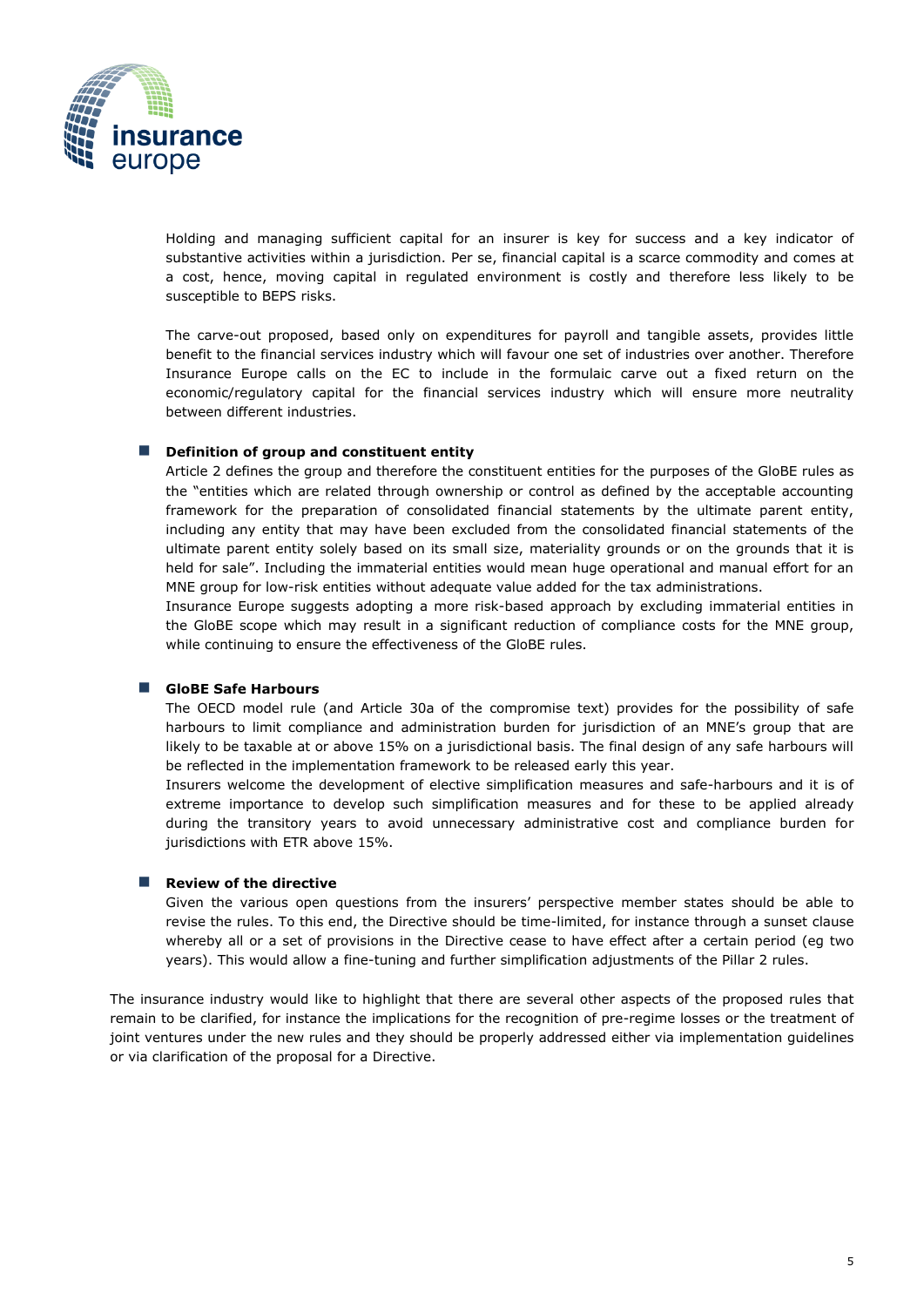Holding and managing sufficient capital for an insurer is key for success and a key indicator of substantive activities within a jurisdiction. Per se, financial capital is a scarce commodity and comes at a cost, hence, moving capital in regulated environment is costly and therefore less likely to be susceptible to BEPS risks.

The carve-out proposed, based only on expenditures for payroll and tangible assets, provides little benefit to the financial services industry which will favour one set of industries over another. Therefore Insurance Europe calls on the EC to include in the formulaic carve out a fixed return on the economic/regulatory capital for the financial services industry which will ensure more neutrality between different industries.

- **Definition of group and constituent entity**

  Article 2 defines the group and therefore the constituent entities for the purposes of the GloBE rules as the "entities which are related through ownership or control as defined by the acceptable accounting framework for the preparation of consolidated financial statements by the ultimate parent entity, including any entity that may have been excluded from the consolidated financial statements of the ultimate parent entity solely based on its small size, materiality grounds or on the grounds that it is held for sale". Including the immaterial entities would mean huge operational and manual effort for an MNE group for low-risk entities without adequate value added for the tax administrations.

  Insurance Europe suggests adopting a more risk-based approach by excluding immaterial entities in the GloBE scope which may result in a significant reduction of compliance costs for the MNE group, while continuing to ensure the effectiveness of the GloBE rules.

- **GloBE Safe Harbours**

  The OECD model rule (and Article 30a of the compromise text) provides for the possibility of safe harbours to limit compliance and administration burden for jurisdiction of an MNE's group that are likely to be taxable at or above 15% on a jurisdictional basis. The final design of any safe harbours will be reflected in the implementation framework to be released early this year.

  Insurers welcome the development of elective simplification measures and safe-harbours and it is of extreme importance to develop such simplification measures and for these to be applied already during the transitory years to avoid unnecessary administrative cost and compliance burden for jurisdictions with ETR above 15%.

- **Review of the directive**

  Given the various open questions from the insurers' perspective member states should be able to revise the rules. To this end, the Directive should be time-limited, for instance through a sunset clause whereby all or a set of provisions in the Directive cease to have effect after a certain period (eg two years). This would allow a fine-tuning and further simplification adjustments of the Pillar 2 rules.

The insurance industry would like to highlight that there are several other aspects of the proposed rules that remain to be clarified, for instance the implications for the recognition of pre-regime losses or the treatment of joint ventures under the new rules and they should be properly addressed either via implementation guidelines or via clarification of the proposal for a Directive.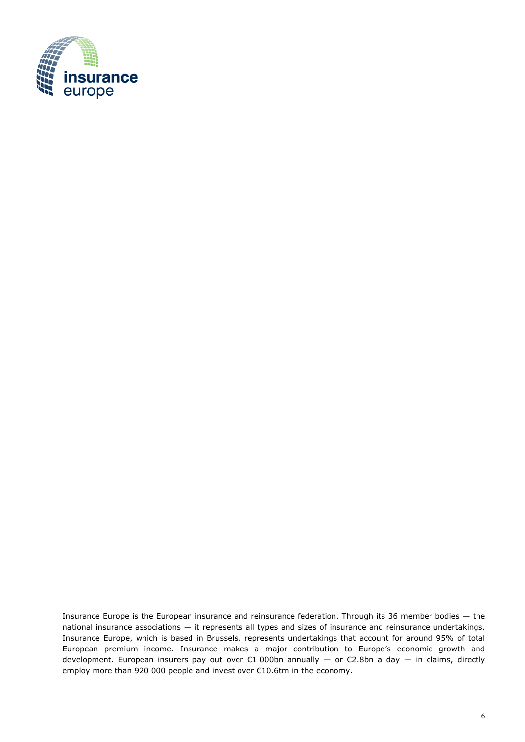Insurance Europe is the European insurance and reinsurance federation. Through its 36 member bodies — the national insurance associations — it represents all types and sizes of insurance and reinsurance undertakings. Insurance Europe, which is based in Brussels, represents undertakings that account for around 95% of total European premium income. Insurance makes a major contribution to Europe's economic growth and development. European insurers pay out over €1 000bn annually — or €2.8bn a day — in claims, directly employ more than 920 000 people and invest over €10.6trn in the economy.